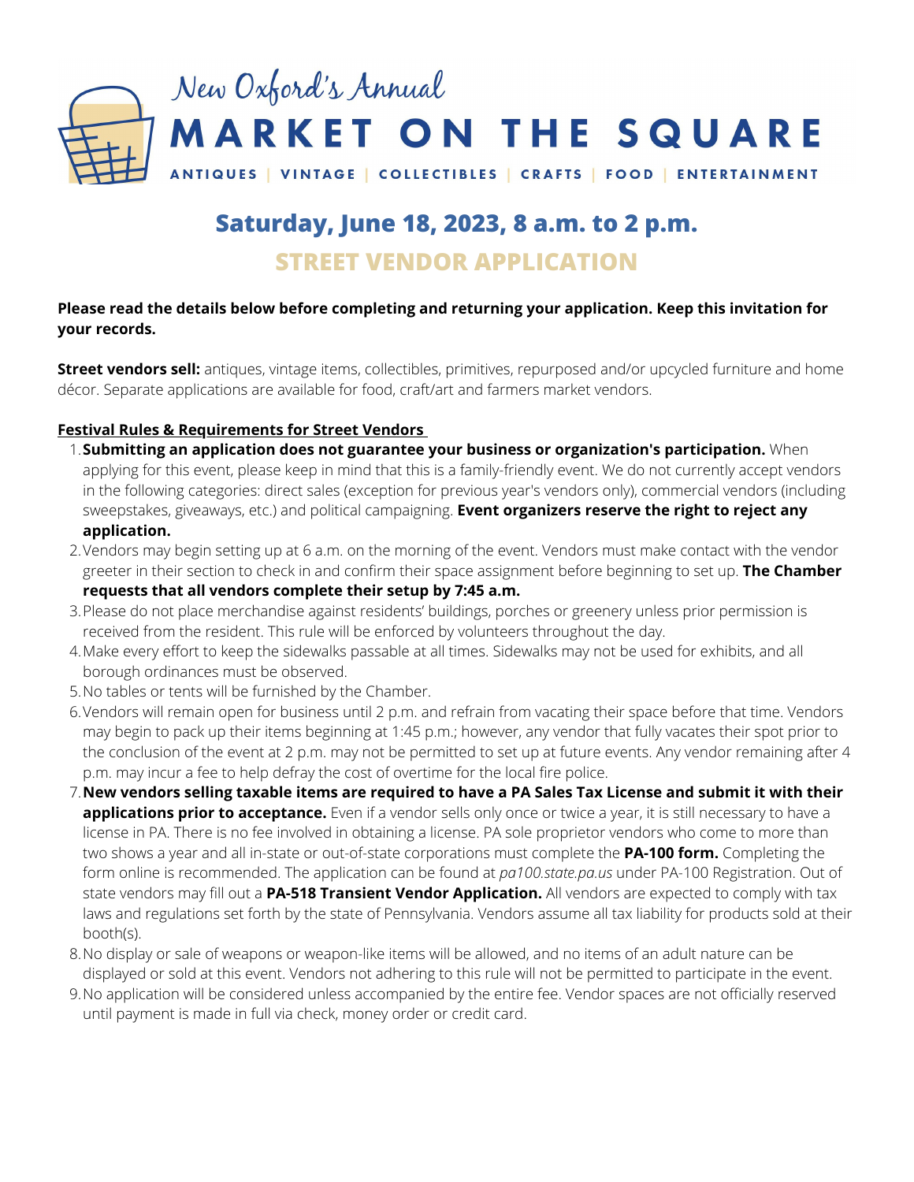New Oxford's Annual

# MARKET ON THE SQUARE

ANTIQUES | VINTAGE | COLLECTIBLES | CRAFTS | FOOD | ENTERTAINMENT

## Saturday, June 18, 2023, 8 a.m. to 2 p.m.

## STREET VENDOR APPLICATION

**Please read the details below before completing and returning your application. Keep this invitation for your records.**

**Street vendors sell:** antiques, vintage items, collectibles, primitives, repurposed and/or upcycled furniture and home décor. Separate applications are available for food, craft/art and farmers market vendors.

**Festival Rules & Requirements for Street Vendors**

1. **Submitting an application does not guarantee your business or organization's participation.** When applying for this event, please keep in mind that this is a family-friendly event. We do not currently accept vendors in the following categories: direct sales (exception for previous year's vendors only), commercial vendors (including sweepstakes, giveaways, etc.) and political campaigning. **Event organizers reserve the right to reject any application.**
2. Vendors may begin setting up at 6 a.m. on the morning of the event. Vendors must make contact with the vendor greeter in their section to check in and confirm their space assignment before beginning to set up. **The Chamber requests that all vendors complete their setup by 7:45 a.m.**
3. Please do not place merchandise against residents' buildings, porches or greenery unless prior permission is received from the resident. This rule will be enforced by volunteers throughout the day.
4. Make every effort to keep the sidewalks passable at all times. Sidewalks may not be used for exhibits, and all borough ordinances must be observed.
5. No tables or tents will be furnished by the Chamber.
6. Vendors will remain open for business until 2 p.m. and refrain from vacating their space before that time. Vendors may begin to pack up their items beginning at 1:45 p.m.; however, any vendor that fully vacates their spot prior to the conclusion of the event at 2 p.m. may not be permitted to set up at future events. Any vendor remaining after 4 p.m. may incur a fee to help defray the cost of overtime for the local fire police.
7. **New vendors selling taxable items are required to have a PA Sales Tax License and submit it with their applications prior to acceptance.** Even if a vendor sells only once or twice a year, it is still necessary to have a license in PA. There is no fee involved in obtaining a license. PA sole proprietor vendors who come to more than two shows a year and all in-state or out-of-state corporations must complete the **PA-100 form.** Completing the form online is recommended. The application can be found at *pa100.state.pa.us* under PA-100 Registration. Out of state vendors may fill out a **PA-518 Transient Vendor Application.** All vendors are expected to comply with tax laws and regulations set forth by the state of Pennsylvania. Vendors assume all tax liability for products sold at their booth(s).
8. No display or sale of weapons or weapon-like items will be allowed, and no items of an adult nature can be displayed or sold at this event. Vendors not adhering to this rule will not be permitted to participate in the event.
9. No application will be considered unless accompanied by the entire fee. Vendor spaces are not officially reserved until payment is made in full via check, money order or credit card.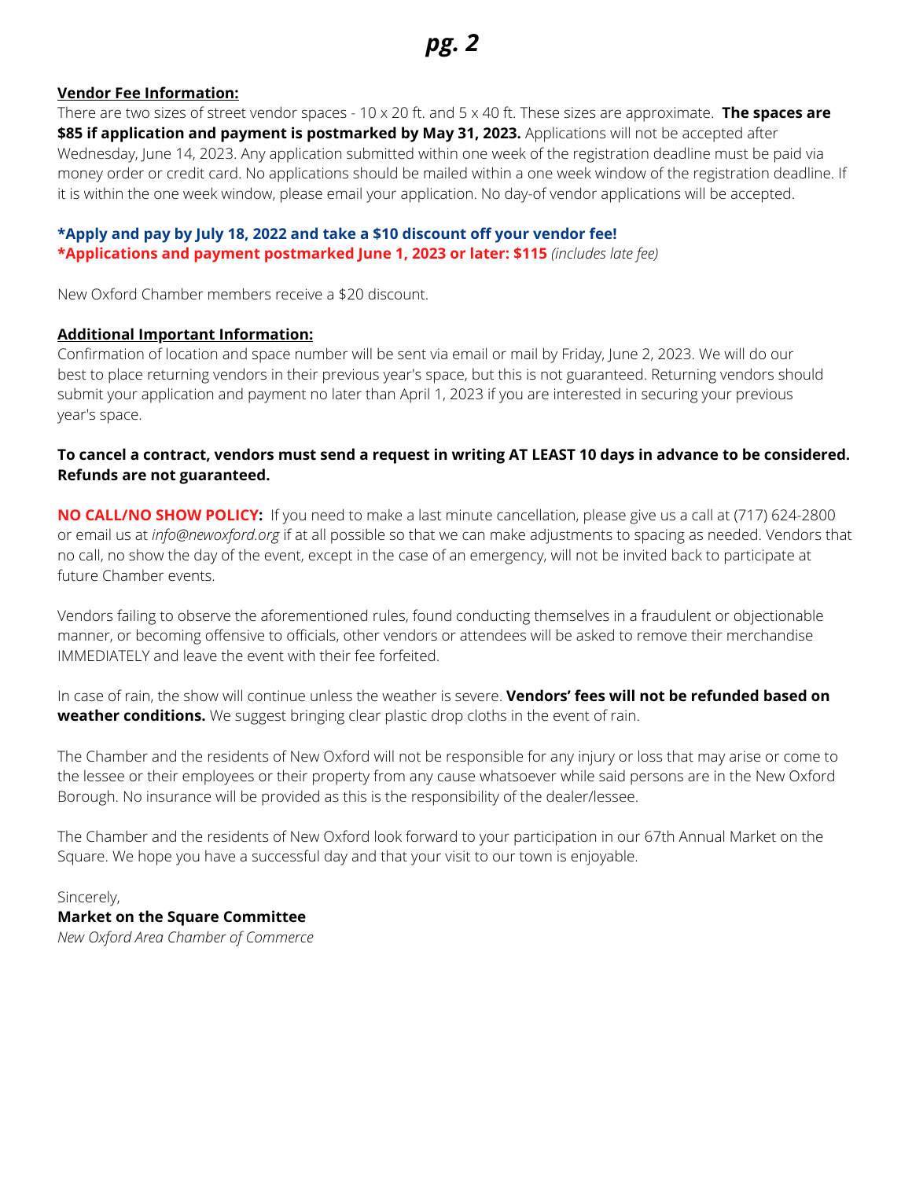**Vendor Fee Information:**

There are two sizes of street vendor spaces - 10 x 20 ft. and 5 x 40 ft. These sizes are approximate. **The spaces are $85 if application and payment is postmarked by May 31, 2023.** Applications will not be accepted after Wednesday, June 14, 2023. Any application submitted within one week of the registration deadline must be paid via money order or credit card. No applications should be mailed within a one week window of the registration deadline. If it is within the one week window, please email your application. No day-of vendor applications will be accepted.

**\*Apply and pay by July 18, 2022 and take a $10 discount off your vendor fee!**
**\*Applications and payment postmarked June 1, 2023 or later: $115** *(includes late fee)*

New Oxford Chamber members receive a $20 discount.

**Additional Important Information:**

Confirmation of location and space number will be sent via email or mail by Friday, June 2, 2023. We will do our best to place returning vendors in their previous year's space, but this is not guaranteed. Returning vendors should submit your application and payment no later than April 1, 2023 if you are interested in securing your previous year's space.

**To cancel a contract, vendors must send a request in writing AT LEAST 10 days in advance to be considered. Refunds are not guaranteed.**

**NO CALL/NO SHOW POLICY:** If you need to make a last minute cancellation, please give us a call at (717) 624-2800 or email us at *info@newoxford.org* if at all possible so that we can make adjustments to spacing as needed. Vendors that no call, no show the day of the event, except in the case of an emergency, will not be invited back to participate at future Chamber events.

Vendors failing to observe the aforementioned rules, found conducting themselves in a fraudulent or objectionable manner, or becoming offensive to officials, other vendors or attendees will be asked to remove their merchandise IMMEDIATELY and leave the event with their fee forfeited.

In case of rain, the show will continue unless the weather is severe. **Vendors' fees will not be refunded based on weather conditions.** We suggest bringing clear plastic drop cloths in the event of rain.

The Chamber and the residents of New Oxford will not be responsible for any injury or loss that may arise or come to the lessee or their employees or their property from any cause whatsoever while said persons are in the New Oxford Borough. No insurance will be provided as this is the responsibility of the dealer/lessee.

The Chamber and the residents of New Oxford look forward to your participation in our 67th Annual Market on the Square. We hope you have a successful day and that your visit to our town is enjoyable.

Sincerely,
**Market on the Square Committee**
*New Oxford Area Chamber of Commerce*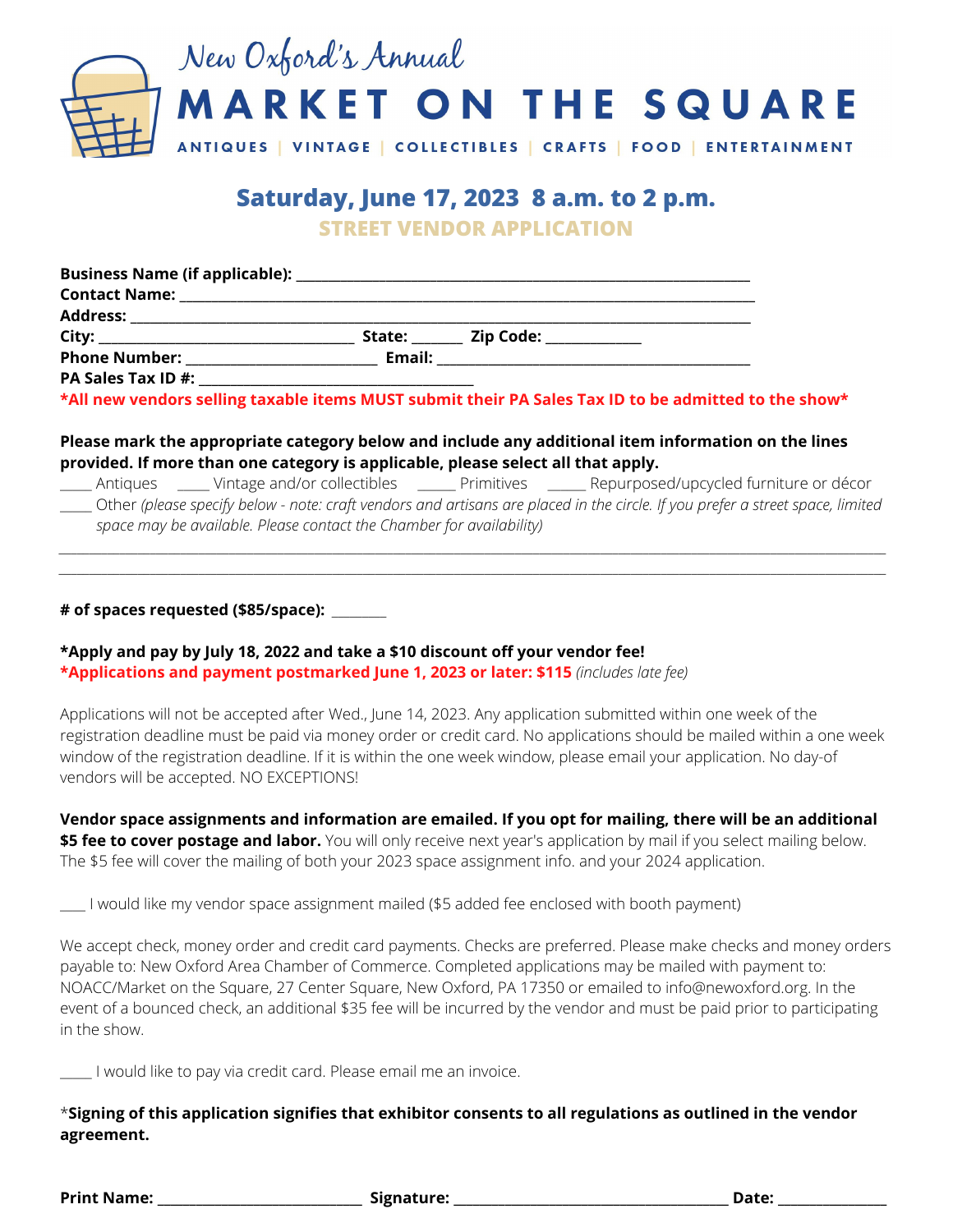New Oxford's Annual

# MARKET ON THE SQUARE

ANTIQUES | VINTAGE | COLLECTIBLES | CRAFTS | FOOD | ENTERTAINMENT

## Saturday, June 17, 2023 8 a.m. to 2 p.m.

## STREET VENDOR APPLICATION

**Business Name (if applicable):** ______________________________________________

**Contact Name:** ______________________________________________________

**Address:** _________________________________________________________

**City:** _________________________ **State:** ______ **Zip Code:** __________

**Phone Number:** ___________________ **Email:** ______________________________

**PA Sales Tax ID #:** ___________________________

***All new vendors selling taxable items MUST submit their PA Sales Tax ID to be admitted to the show***

**Please mark the appropriate category below and include any additional item information on the lines provided. If more than one category is applicable, please select all that apply.**

____ Antiques ____ Vintage and/or collectibles _____ Primitives _____ Repurposed/upcycled furniture or décor

____ Other *(please specify below - note: craft vendors and artisans are placed in the circle. If you prefer a street space, limited space may be available. Please contact the Chamber for availability)*

______________________________________________________________________________

______________________________________________________________________________

**# of spaces requested ($85/space):** _______

***Apply and pay by July 18, 2022 and take a $10 discount off your vendor fee!**

***Applications and payment postmarked June 1, 2023 or later: $115** *(includes late fee)*

Applications will not be accepted after Wed., June 14, 2023. Any application submitted within one week of the registration deadline must be paid via money order or credit card. No applications should be mailed within a one week window of the registration deadline. If it is within the one week window, please email your application. No day-of vendors will be accepted. NO EXCEPTIONS!

**Vendor space assignments and information are emailed. If you opt for mailing, there will be an additional $5 fee to cover postage and labor.** You will only receive next year's application by mail if you select mailing below. The $5 fee will cover the mailing of both your 2023 space assignment info. and your 2024 application.

___ I would like my vendor space assignment mailed ($5 added fee enclosed with booth payment)

We accept check, money order and credit card payments. Checks are preferred. Please make checks and money orders payable to: New Oxford Area Chamber of Commerce. Completed applications may be mailed with payment to: NOACC/Market on the Square, 27 Center Square, New Oxford, PA 17350 or emailed to info@newoxford.org. In the event of a bounced check, an additional $35 fee will be incurred by the vendor and must be paid prior to participating in the show.

____ I would like to pay via credit card. Please email me an invoice.

***Signing of this application signifies that exhibitor consents to all regulations as outlined in the vendor agreement.**

**Print Name:** ____________________ **Signature:** __________________________ **Date:** __________